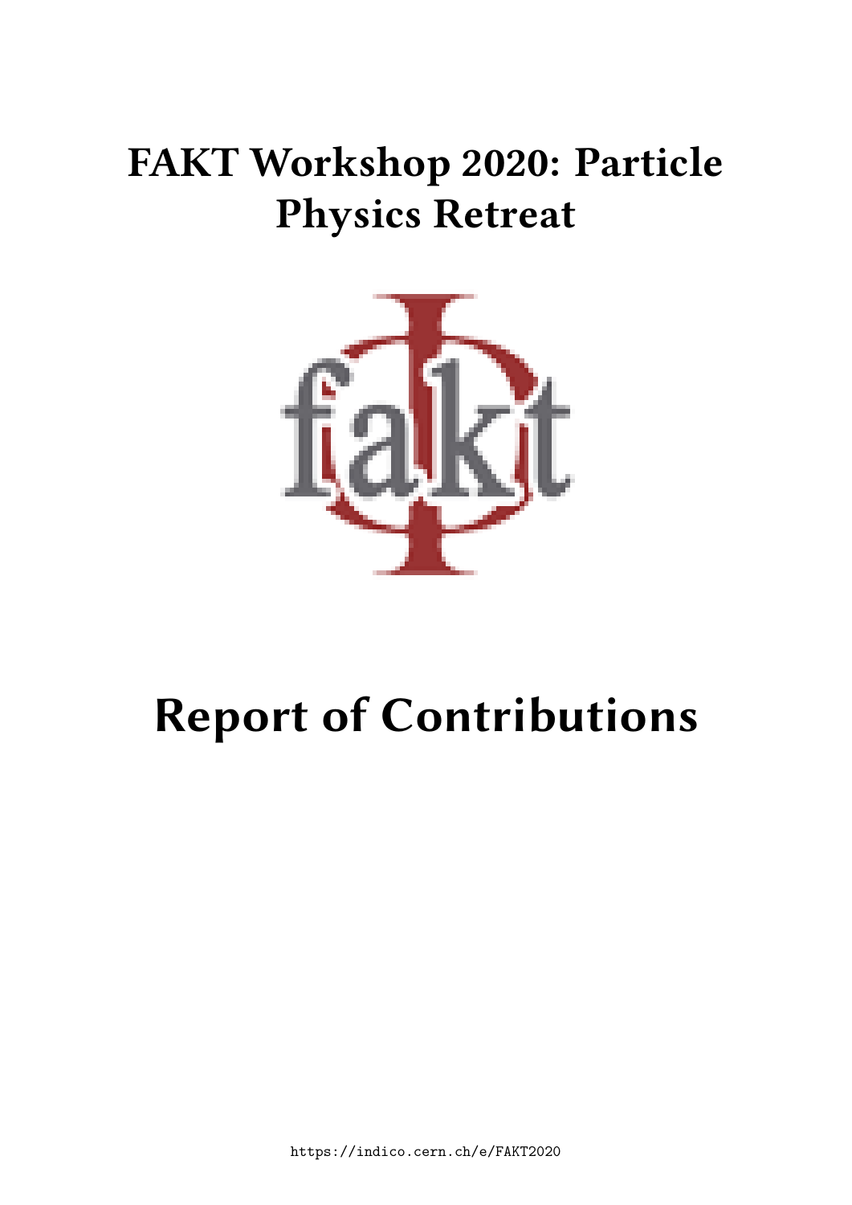# FAKT Workshop 2020: Particle Physics Retreat

# Report of Contributions

https://indico.cern.ch/e/FAKT2020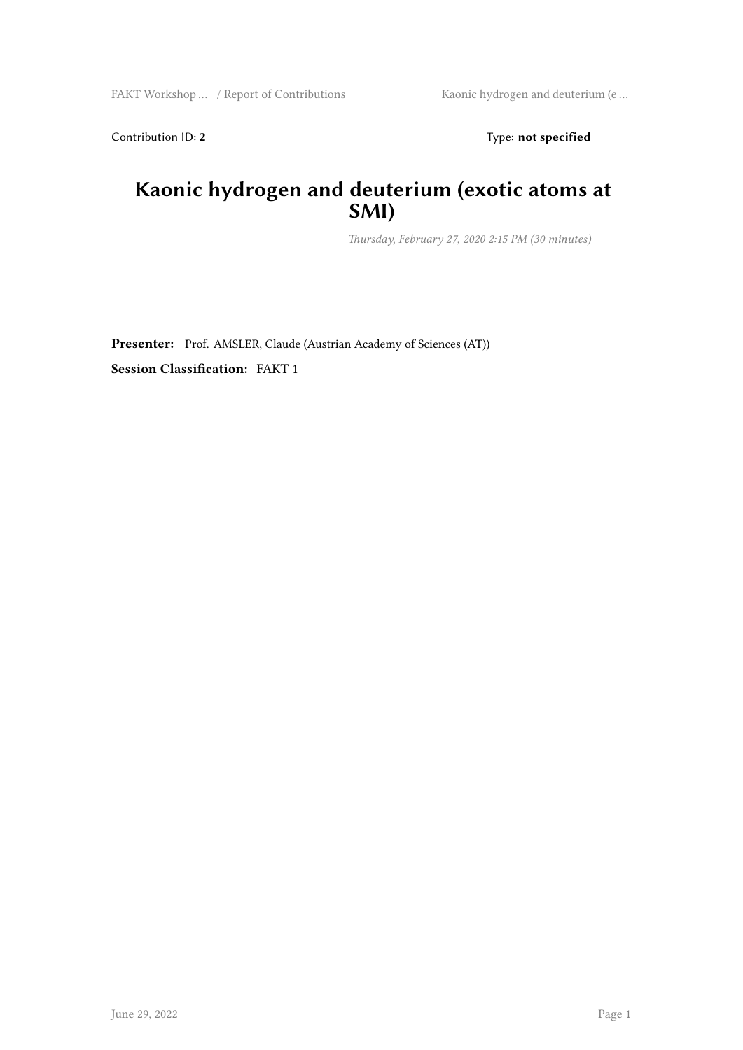Contribution ID: **2** Type: **not specified**

# Kaonic hydrogen and deuterium (exotic atoms at SMI)

*Thursday, February 27, 2020 2:15 PM (30 minutes)*

**Presenter:** Prof. AMSLER, Claude (Austrian Academy of Sciences (AT))

**Session Classification:** FAKT 1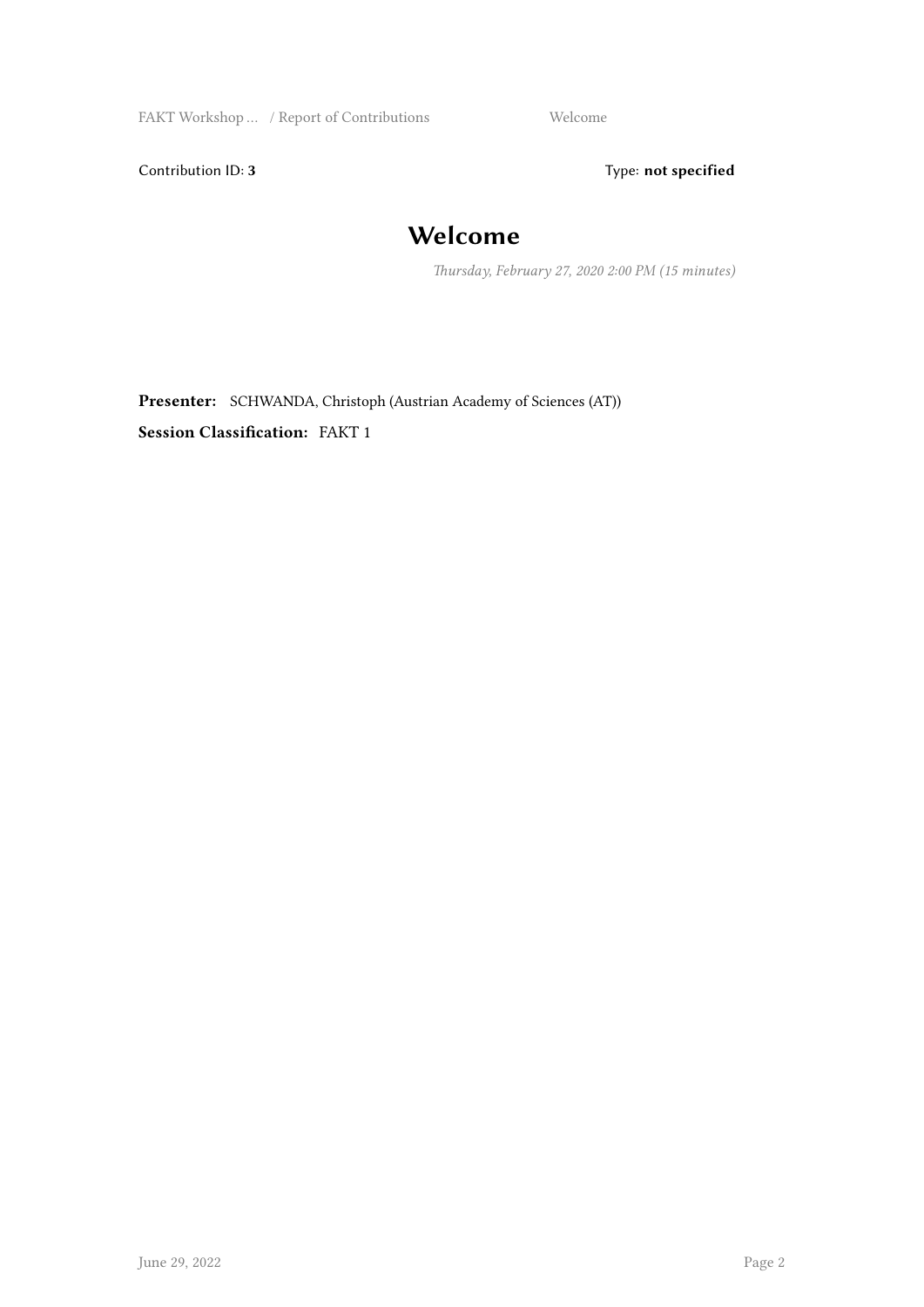Contribution ID: **3**

Type: **not specified**

# Welcome

*Thursday, February 27, 2020 2:00 PM (15 minutes)*

**Presenter:** SCHWANDA, Christoph (Austrian Academy of Sciences (AT))

**Session Classification:** FAKT 1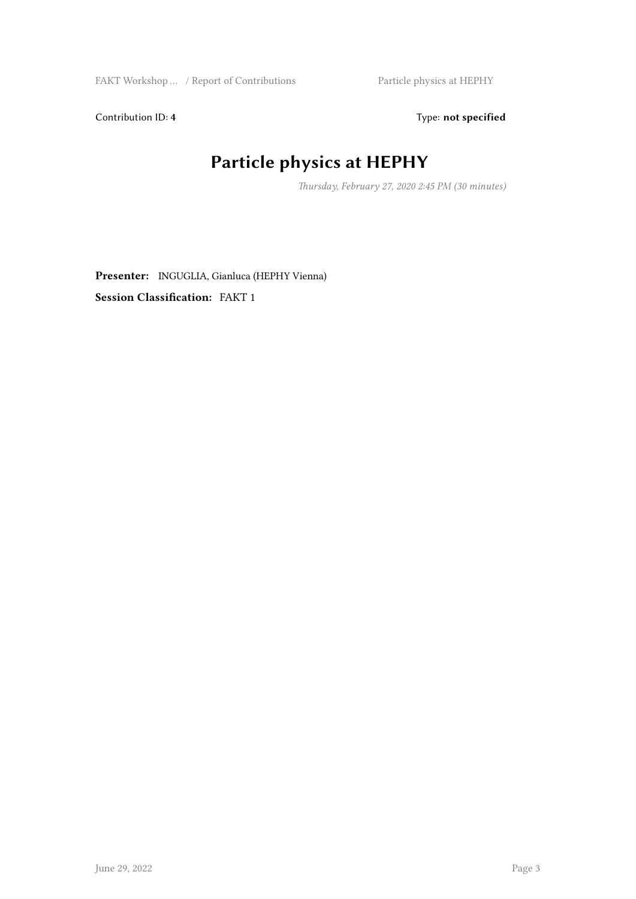Contribution ID: **4** Type: **not specified**

# Particle physics at HEPHY

*Thursday, February 27, 2020 2:45 PM (30 minutes)*

**Presenter:** INGUGLIA, Gianluca (HEPHY Vienna)

**Session Classification:** FAKT 1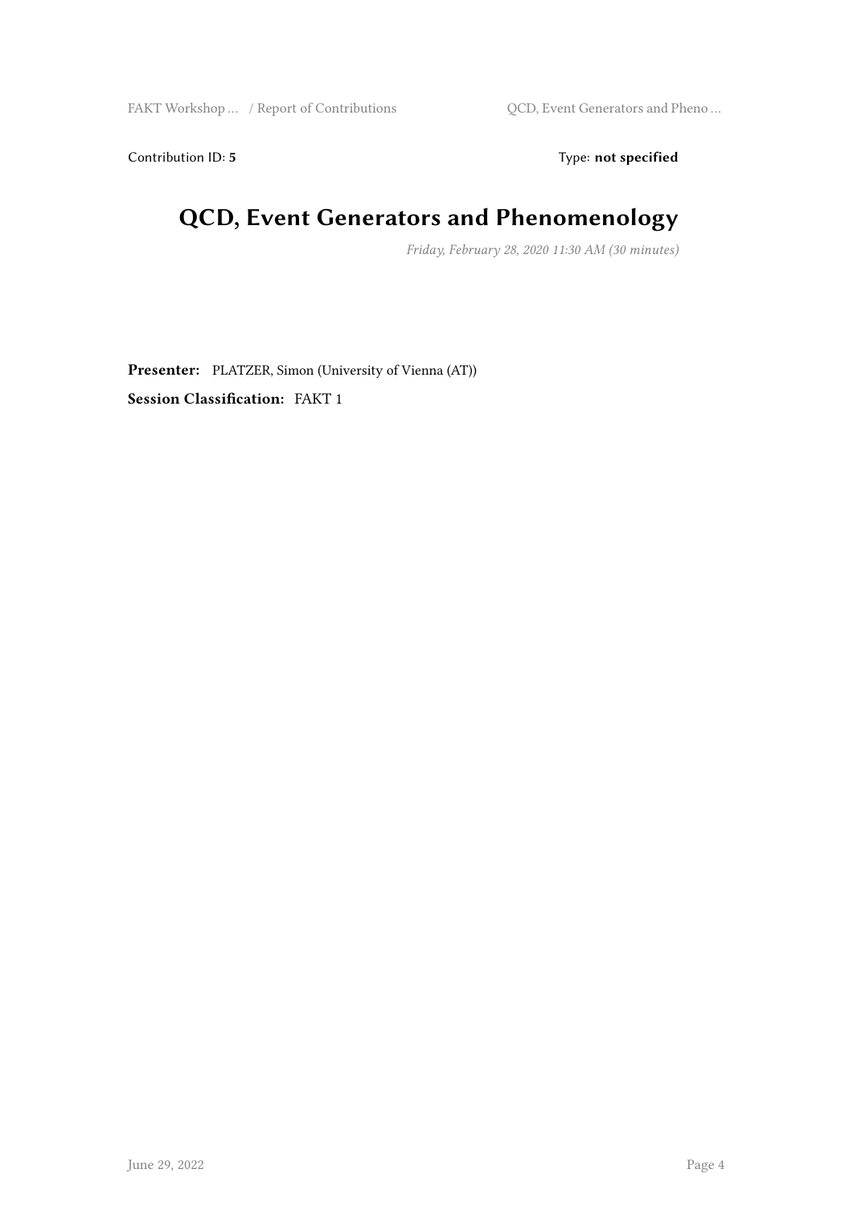Contribution ID: **5** Type: **not specified**

# QCD, Event Generators and Phenomenology

*Friday, February 28, 2020 11:30 AM (30 minutes)*

**Presenter:** PLATZER, Simon (University of Vienna (AT))

**Session Classification:** FAKT 1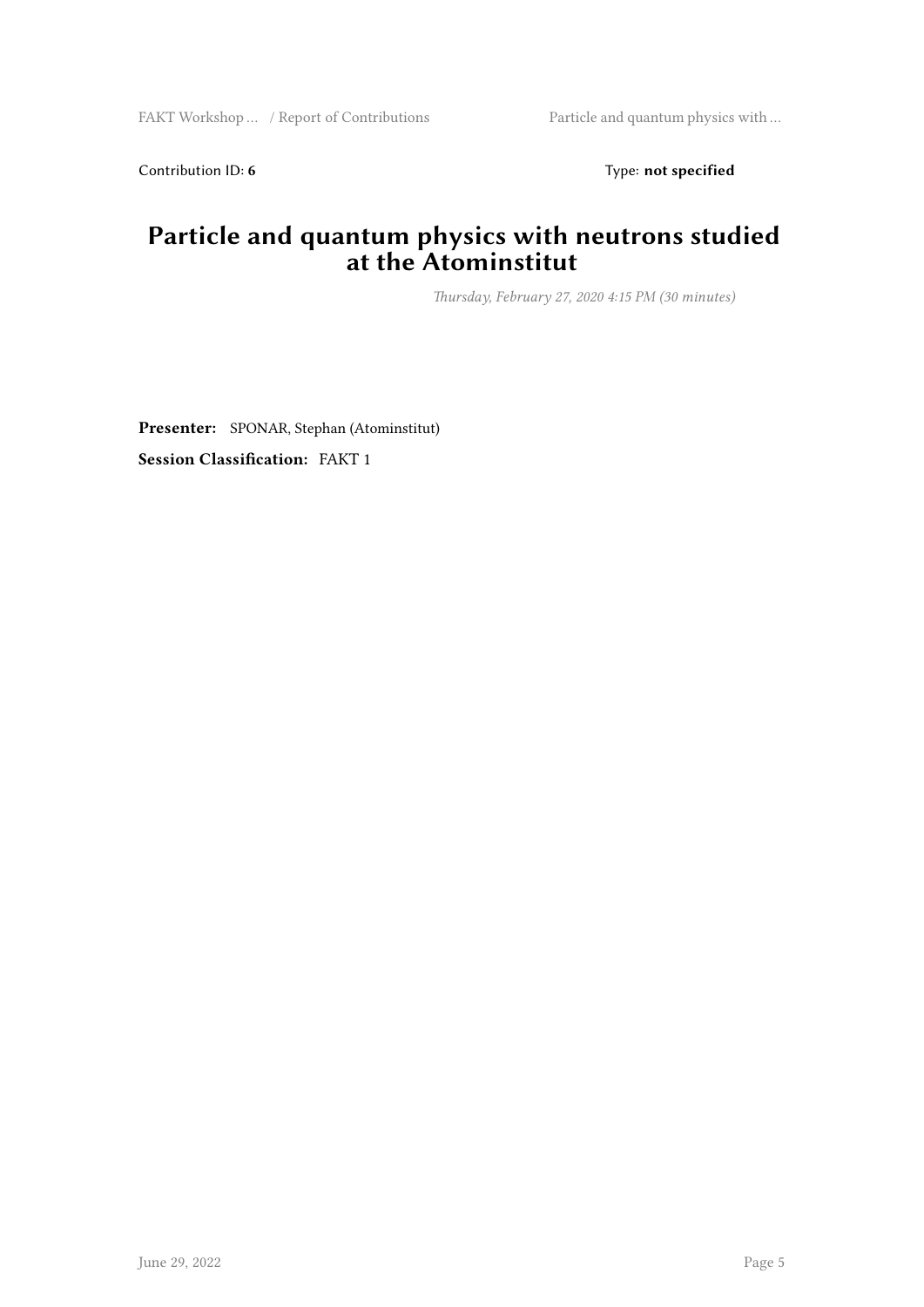Contribution ID: **6** Type: **not specified**

# Particle and quantum physics with neutrons studied at the Atominstitut

*Thursday, February 27, 2020 4:15 PM (30 minutes)*

**Presenter:** SPONAR, Stephan (Atominstitut)

**Session Classification:** FAKT 1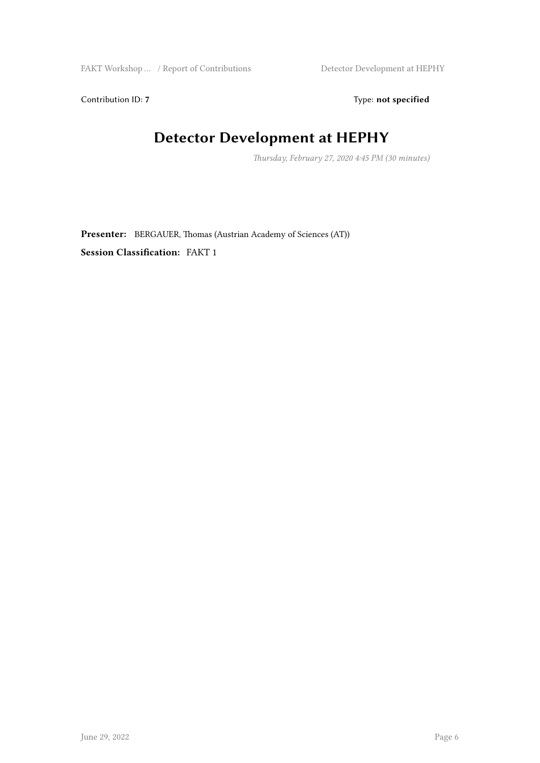Contribution ID: **7** Type: **not specified**

# Detector Development at HEPHY

*Thursday, February 27, 2020 4:45 PM (30 minutes)*

**Presenter:** BERGAUER, Thomas (Austrian Academy of Sciences (AT))

**Session Classification:** FAKT 1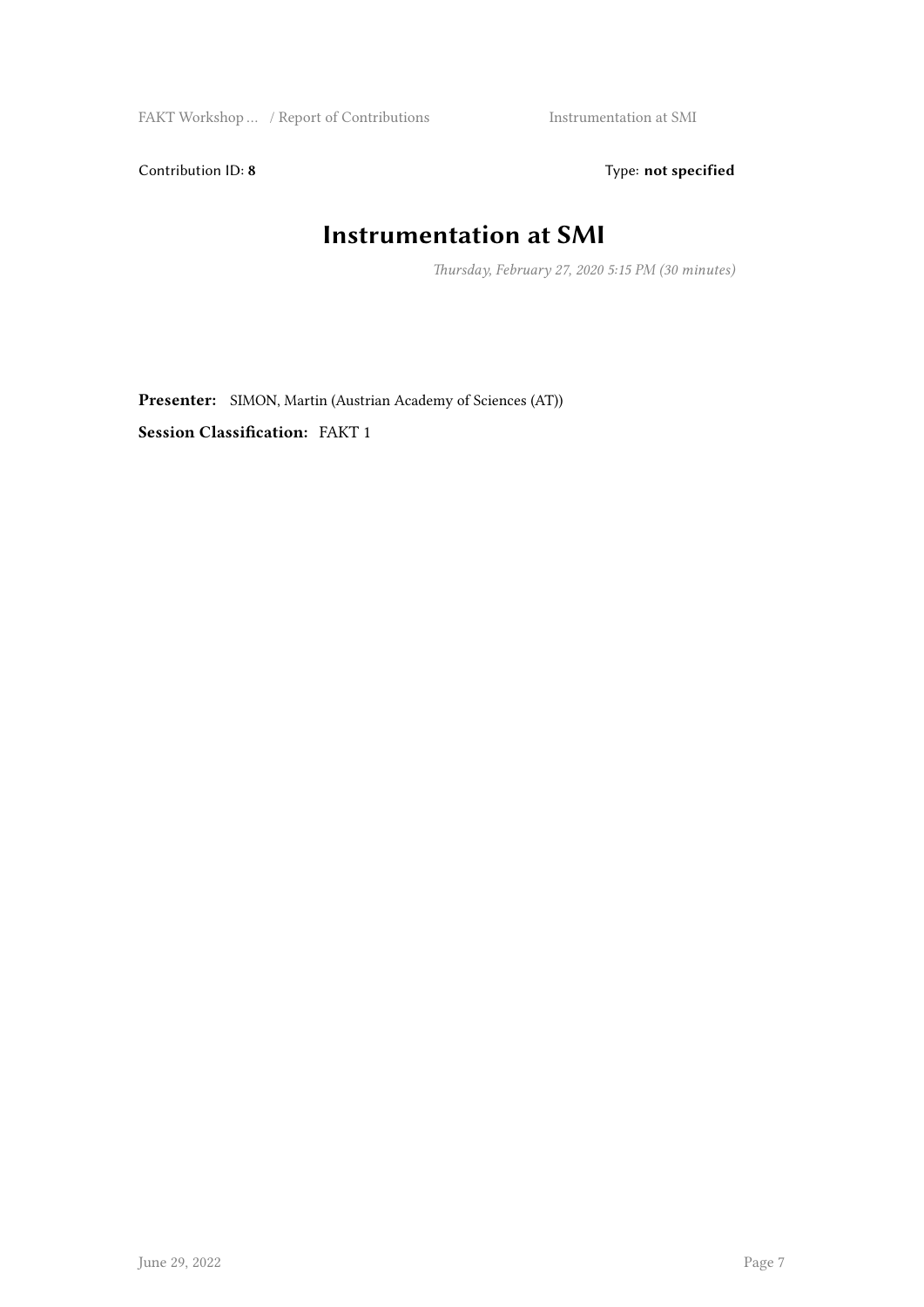Contribution ID: **8** Type: **not specified**

# Instrumentation at SMI

*Thursday, February 27, 2020 5:15 PM (30 minutes)*

**Presenter:** SIMON, Martin (Austrian Academy of Sciences (AT))

**Session Classification:** FAKT 1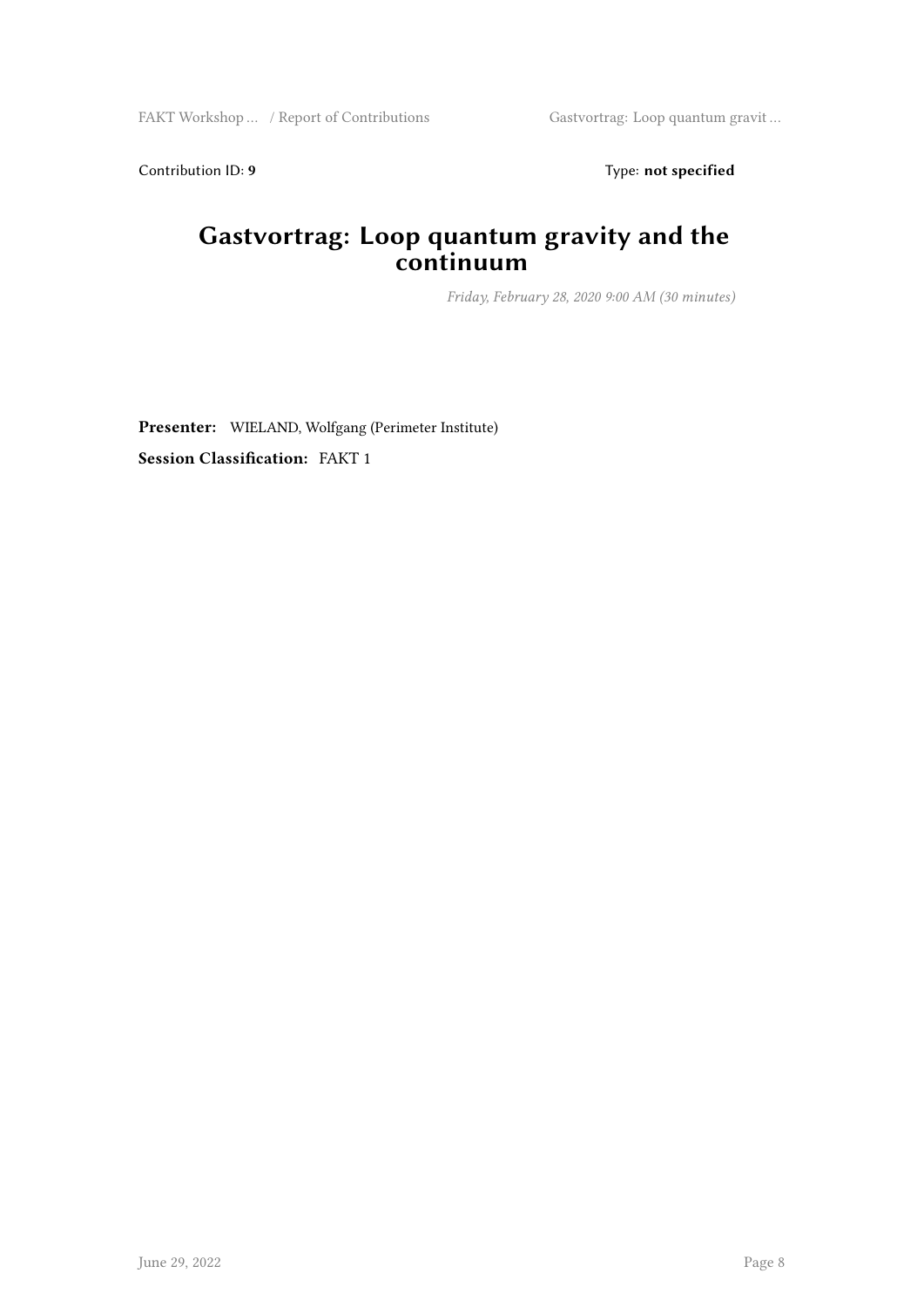Contribution ID: **9** Type: **not specified**

# Gastvortrag: Loop quantum gravity and the continuum

*Friday, February 28, 2020 9:00 AM (30 minutes)*

**Presenter:** WIELAND, Wolfgang (Perimeter Institute)

**Session Classification:** FAKT 1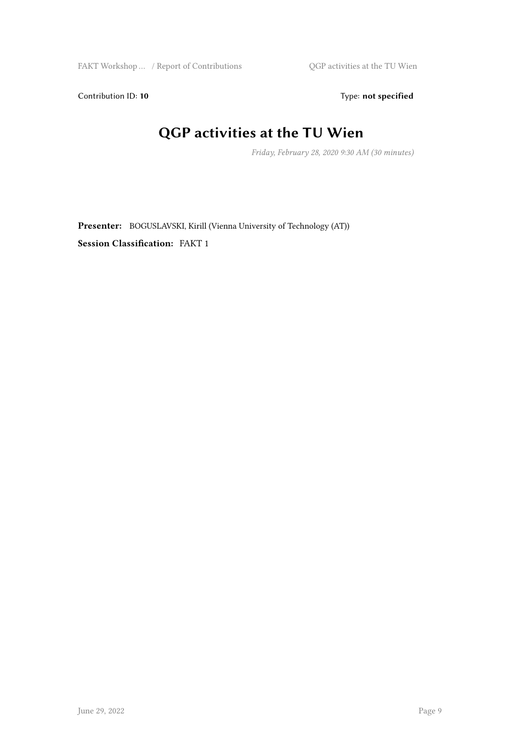Contribution ID: **10**

Type: **not specified**

# QGP activities at the TU Wien

*Friday, February 28, 2020 9:30 AM (30 minutes)*

**Presenter:** BOGUSLAVSKI, Kirill (Vienna University of Technology (AT))

**Session Classification:** FAKT 1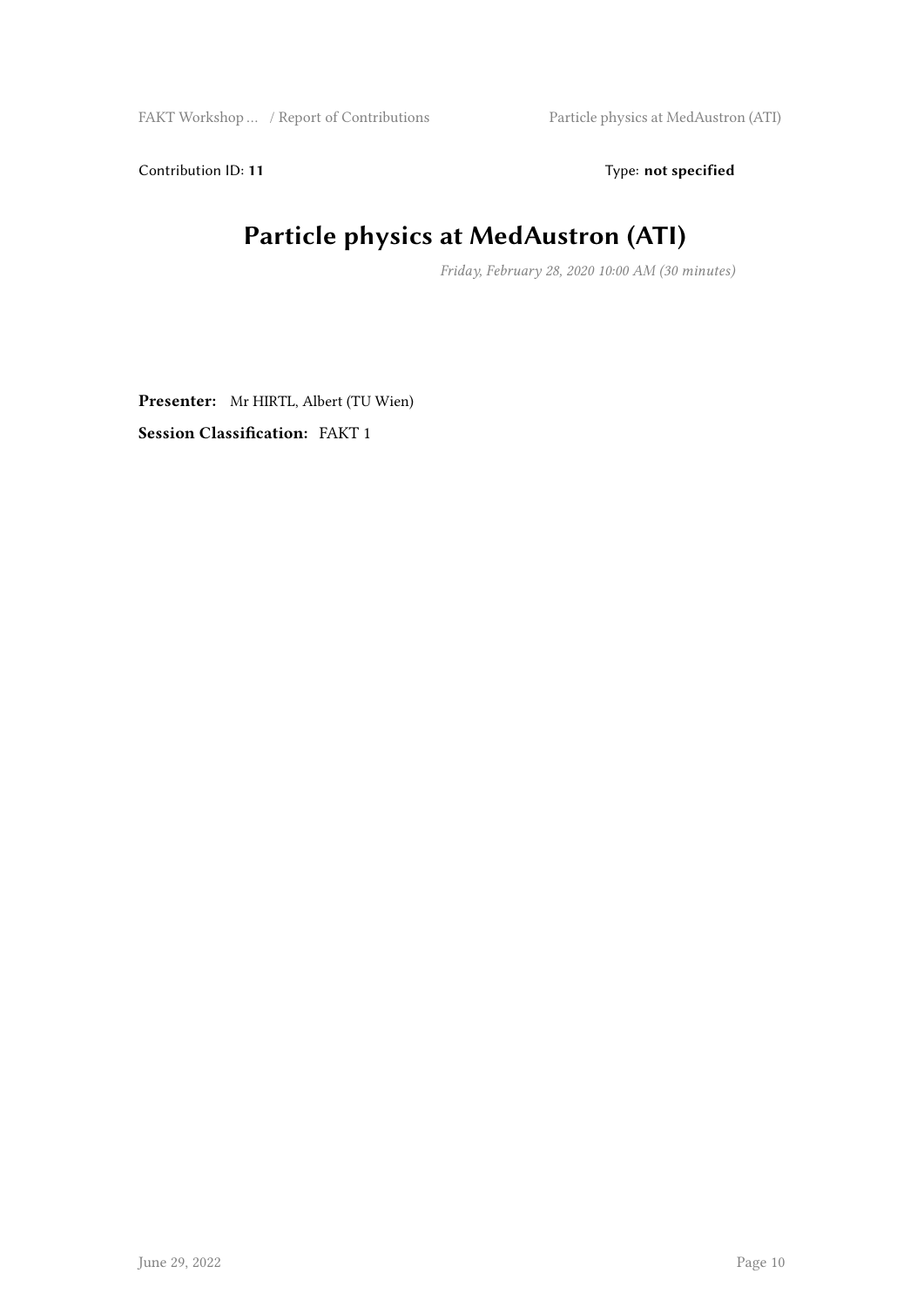Contribution ID: **11** Type: **not specified**

# Particle physics at MedAustron (ATI)

*Friday, February 28, 2020 10:00 AM (30 minutes)*

**Presenter:** Mr HIRTL, Albert (TU Wien)

**Session Classification:** FAKT 1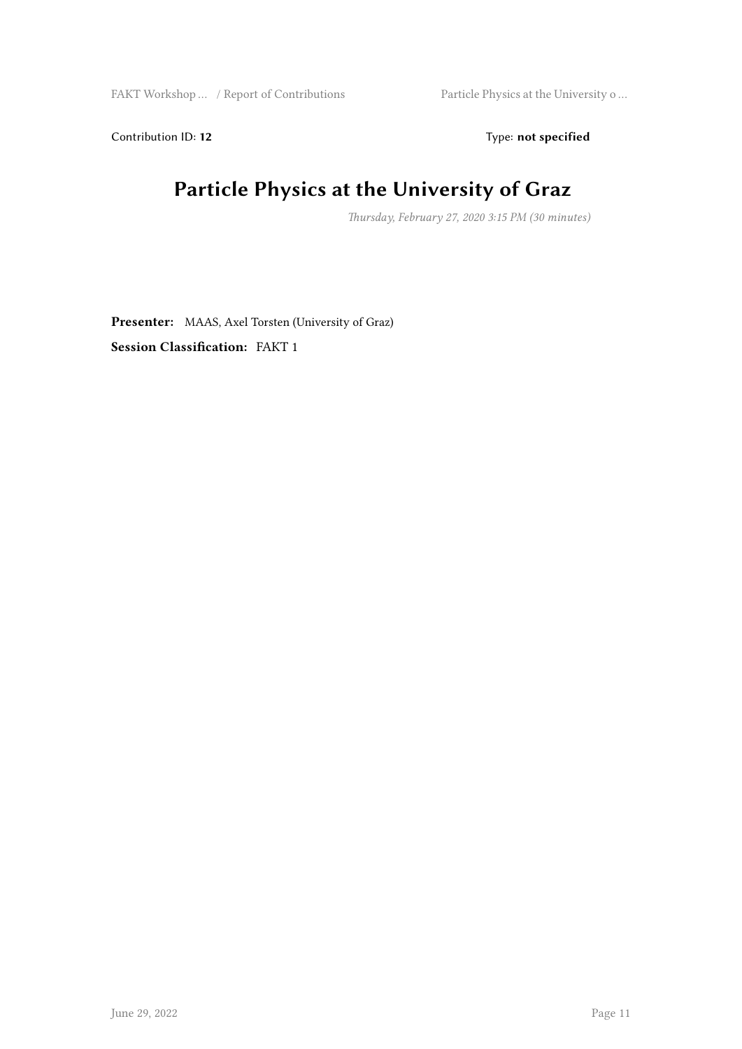Contribution ID: **12** Type: **not specified**

# Particle Physics at the University of Graz

*Thursday, February 27, 2020 3:15 PM (30 minutes)*

**Presenter:** MAAS, Axel Torsten (University of Graz)

**Session Classification:** FAKT 1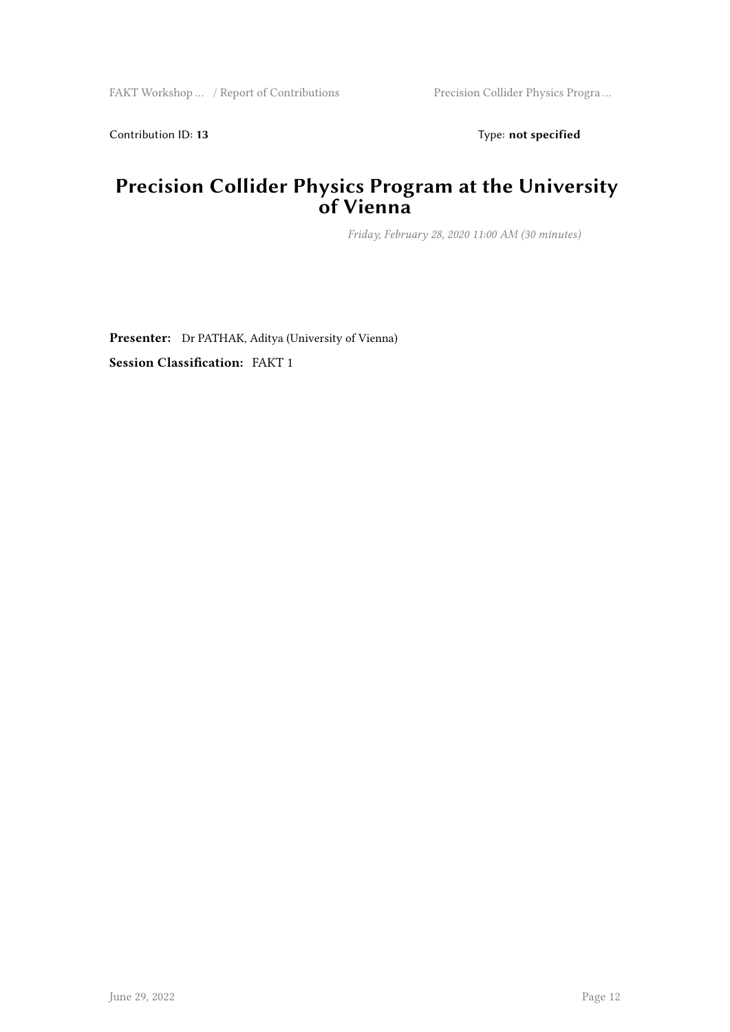Contribution ID: **13** Type: **not specified**

# Precision Collider Physics Program at the University of Vienna

*Friday, February 28, 2020 11:00 AM (30 minutes)*

**Presenter:** Dr PATHAK, Aditya (University of Vienna)

**Session Classification:** FAKT 1